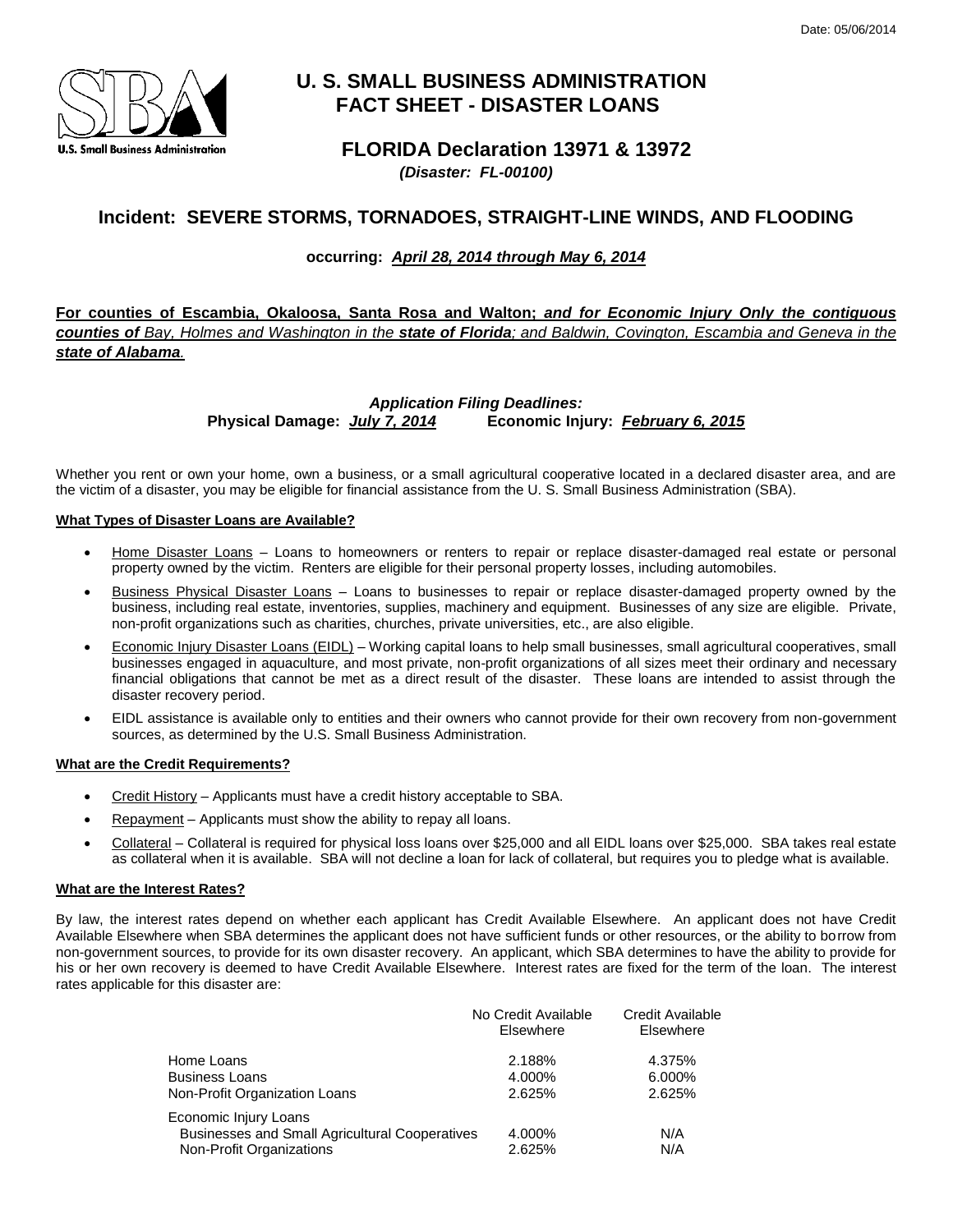Date: 05/06/2014

# U. S. SMALL BUSINESS ADMINISTRATION FACT SHEET - DISASTER LOANS

## FLORIDA Declaration 13971 & 13972

***(Disaster: FL-00100)***

## Incident: SEVERE STORMS, TORNADOES, STRAIGHT-LINE WINDS, AND FLOODING

**occurring: *April 28, 2014 through May 6, 2014***

**For counties of Escambia, Okaloosa, Santa Rosa and Walton; *and for Economic Injury Only the contiguous counties of*** *Bay, Holmes and Washington in the* ***state of Florida****; and Baldwin, Covington, Escambia and Geneva in the* ***state of Alabama****.*

***Application Filing Deadlines:***

**Physical Damage: *July 7, 2014*     Economic Injury: *February 6, 2015***

Whether you rent or own your home, own a business, or a small agricultural cooperative located in a declared disaster area, and are the victim of a disaster, you may be eligible for financial assistance from the U. S. Small Business Administration (SBA).

### What Types of Disaster Loans are Available?

- Home Disaster Loans – Loans to homeowners or renters to repair or replace disaster-damaged real estate or personal property owned by the victim. Renters are eligible for their personal property losses, including automobiles.
- Business Physical Disaster Loans – Loans to businesses to repair or replace disaster-damaged property owned by the business, including real estate, inventories, supplies, machinery and equipment. Businesses of any size are eligible. Private, non-profit organizations such as charities, churches, private universities, etc., are also eligible.
- Economic Injury Disaster Loans (EIDL) – Working capital loans to help small businesses, small agricultural cooperatives, small businesses engaged in aquaculture, and most private, non-profit organizations of all sizes meet their ordinary and necessary financial obligations that cannot be met as a direct result of the disaster. These loans are intended to assist through the disaster recovery period.
- EIDL assistance is available only to entities and their owners who cannot provide for their own recovery from non-government sources, as determined by the U.S. Small Business Administration.

### What are the Credit Requirements?

- Credit History – Applicants must have a credit history acceptable to SBA.
- Repayment – Applicants must show the ability to repay all loans.
- Collateral – Collateral is required for physical loss loans over $25,000 and all EIDL loans over $25,000. SBA takes real estate as collateral when it is available. SBA will not decline a loan for lack of collateral, but requires you to pledge what is available.

### What are the Interest Rates?

By law, the interest rates depend on whether each applicant has Credit Available Elsewhere. An applicant does not have Credit Available Elsewhere when SBA determines the applicant does not have sufficient funds or other resources, or the ability to borrow from non-government sources, to provide for its own disaster recovery. An applicant, which SBA determines to have the ability to provide for his or her own recovery is deemed to have Credit Available Elsewhere. Interest rates are fixed for the term of the loan. The interest rates applicable for this disaster are:

| | No Credit Available Elsewhere | Credit Available Elsewhere |
|---|---|---|
| Home Loans | 2.188% | 4.375% |
| Business Loans | 4.000% | 6.000% |
| Non-Profit Organization Loans | 2.625% | 2.625% |
| Economic Injury Loans | | |
| Businesses and Small Agricultural Cooperatives | 4.000% | N/A |
| Non-Profit Organizations | 2.625% | N/A |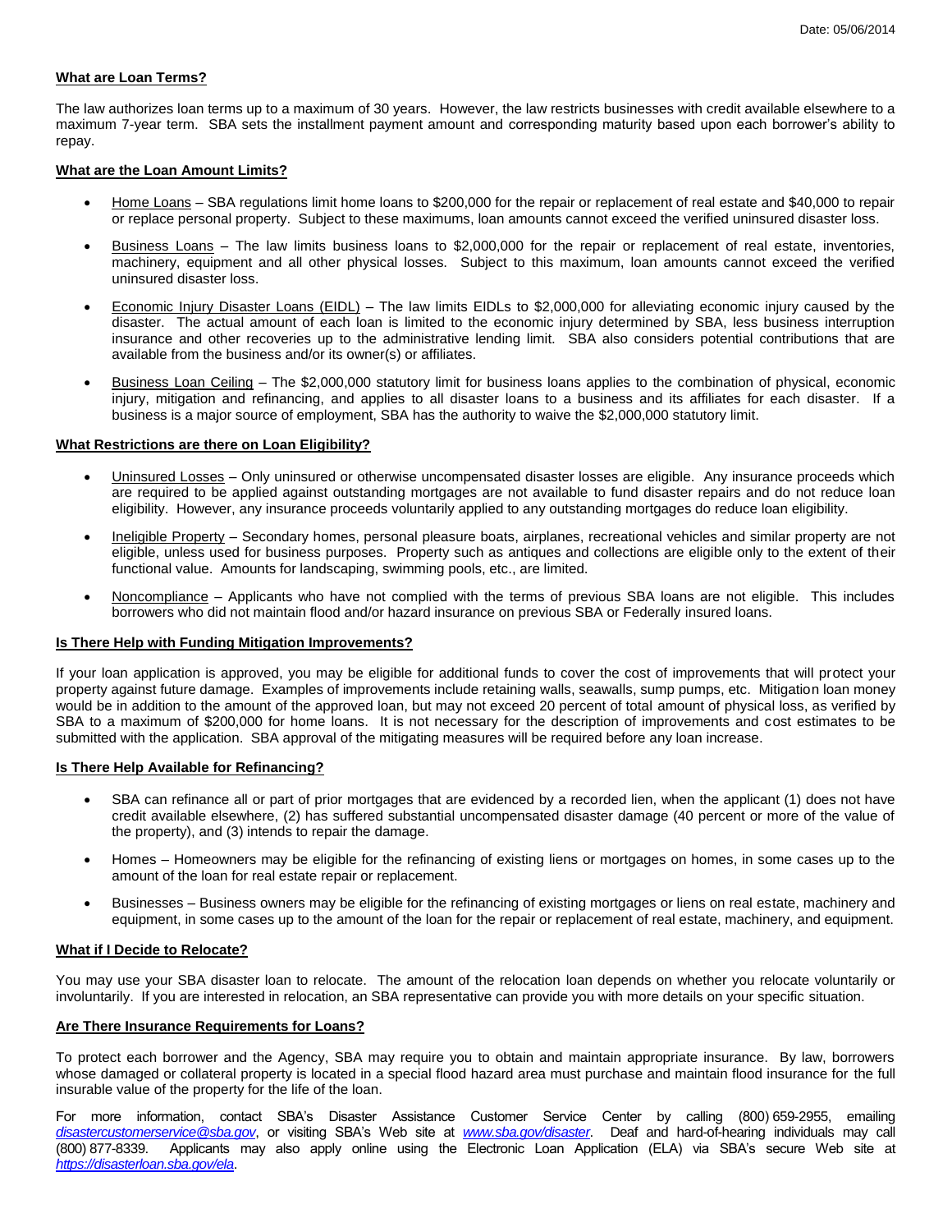Date: 05/06/2014

**What are Loan Terms?**

The law authorizes loan terms up to a maximum of 30 years. However, the law restricts businesses with credit available elsewhere to a maximum 7-year term. SBA sets the installment payment amount and corresponding maturity based upon each borrower's ability to repay.

**What are the Loan Amount Limits?**

- Home Loans – SBA regulations limit home loans to $200,000 for the repair or replacement of real estate and $40,000 to repair or replace personal property. Subject to these maximums, loan amounts cannot exceed the verified uninsured disaster loss.
- Business Loans – The law limits business loans to $2,000,000 for the repair or replacement of real estate, inventories, machinery, equipment and all other physical losses. Subject to this maximum, loan amounts cannot exceed the verified uninsured disaster loss.
- Economic Injury Disaster Loans (EIDL) – The law limits EIDLs to $2,000,000 for alleviating economic injury caused by the disaster. The actual amount of each loan is limited to the economic injury determined by SBA, less business interruption insurance and other recoveries up to the administrative lending limit. SBA also considers potential contributions that are available from the business and/or its owner(s) or affiliates.
- Business Loan Ceiling – The $2,000,000 statutory limit for business loans applies to the combination of physical, economic injury, mitigation and refinancing, and applies to all disaster loans to a business and its affiliates for each disaster. If a business is a major source of employment, SBA has the authority to waive the $2,000,000 statutory limit.

**What Restrictions are there on Loan Eligibility?**

- Uninsured Losses – Only uninsured or otherwise uncompensated disaster losses are eligible. Any insurance proceeds which are required to be applied against outstanding mortgages are not available to fund disaster repairs and do not reduce loan eligibility. However, any insurance proceeds voluntarily applied to any outstanding mortgages do reduce loan eligibility.
- Ineligible Property – Secondary homes, personal pleasure boats, airplanes, recreational vehicles and similar property are not eligible, unless used for business purposes. Property such as antiques and collections are eligible only to the extent of their functional value. Amounts for landscaping, swimming pools, etc., are limited.
- Noncompliance – Applicants who have not complied with the terms of previous SBA loans are not eligible. This includes borrowers who did not maintain flood and/or hazard insurance on previous SBA or Federally insured loans.

**Is There Help with Funding Mitigation Improvements?**

If your loan application is approved, you may be eligible for additional funds to cover the cost of improvements that will protect your property against future damage. Examples of improvements include retaining walls, seawalls, sump pumps, etc. Mitigation loan money would be in addition to the amount of the approved loan, but may not exceed 20 percent of total amount of physical loss, as verified by SBA to a maximum of $200,000 for home loans. It is not necessary for the description of improvements and cost estimates to be submitted with the application. SBA approval of the mitigating measures will be required before any loan increase.

**Is There Help Available for Refinancing?**

- SBA can refinance all or part of prior mortgages that are evidenced by a recorded lien, when the applicant (1) does not have credit available elsewhere, (2) has suffered substantial uncompensated disaster damage (40 percent or more of the value of the property), and (3) intends to repair the damage.
- Homes – Homeowners may be eligible for the refinancing of existing liens or mortgages on homes, in some cases up to the amount of the loan for real estate repair or replacement.
- Businesses – Business owners may be eligible for the refinancing of existing mortgages or liens on real estate, machinery and equipment, in some cases up to the amount of the loan for the repair or replacement of real estate, machinery, and equipment.

**What if I Decide to Relocate?**

You may use your SBA disaster loan to relocate. The amount of the relocation loan depends on whether you relocate voluntarily or involuntarily. If you are interested in relocation, an SBA representative can provide you with more details on your specific situation.

**Are There Insurance Requirements for Loans?**

To protect each borrower and the Agency, SBA may require you to obtain and maintain appropriate insurance. By law, borrowers whose damaged or collateral property is located in a special flood hazard area must purchase and maintain flood insurance for the full insurable value of the property for the life of the loan.

For more information, contact SBA's Disaster Assistance Customer Service Center by calling (800) 659-2955, emailing *disastercustomerservice@sba.gov*, or visiting SBA's Web site at *www.sba.gov/disaster*. Deaf and hard-of-hearing individuals may call (800) 877-8339. Applicants may also apply online using the Electronic Loan Application (ELA) via SBA's secure Web site at *https://disasterloan.sba.gov/ela*.